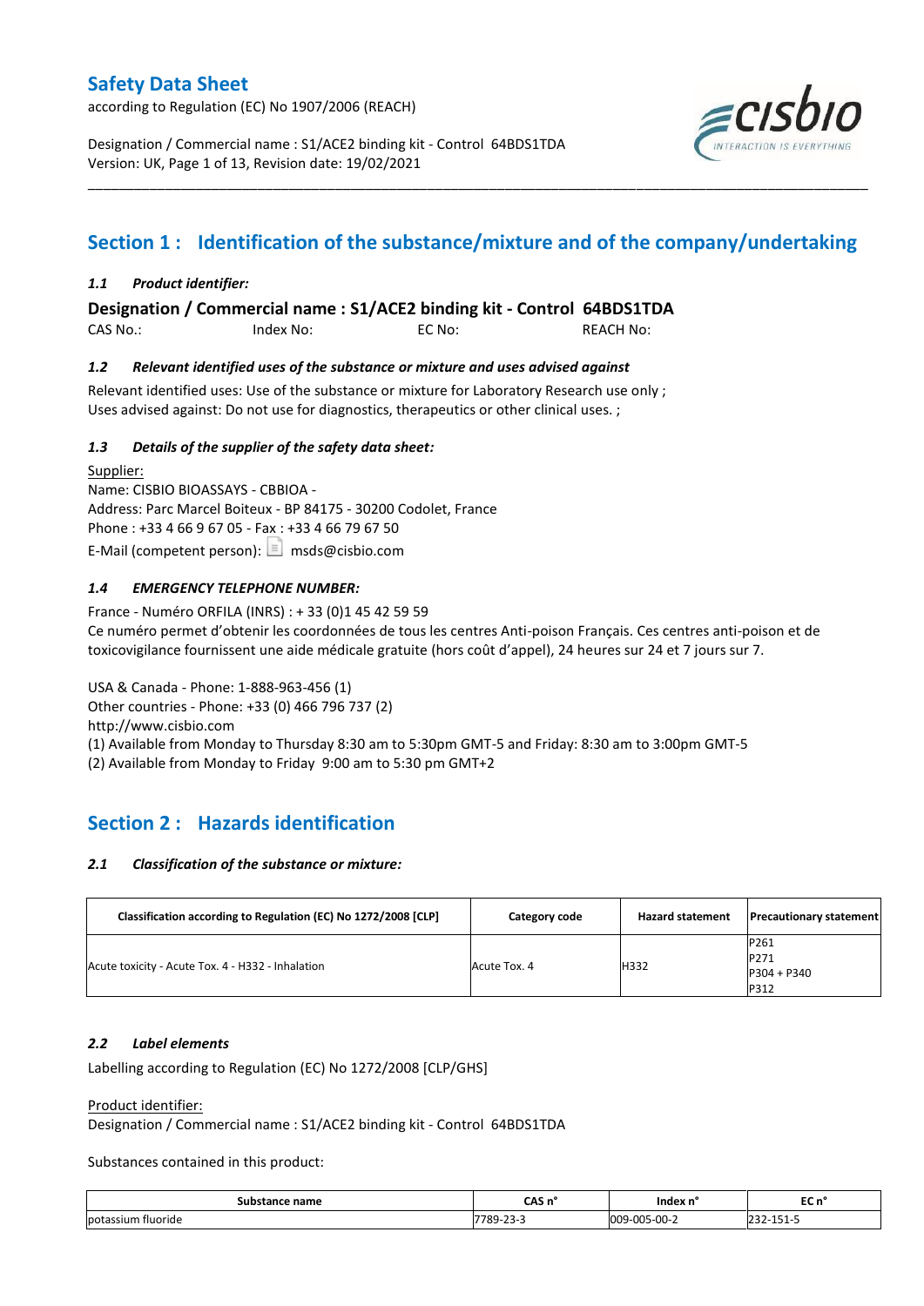# Safety Data Sheet

according to Regulation (EC) No 1907/2006 (REACH)

Designation / Commercial name : S1/ACE2 binding kit - Control 64BDS1TDA
Version: UK, Page 1 of 13, Revision date: 19/02/2021

## Section 1 : Identification of the substance/mixture and of the company/undertaking

### *1.1 Product identifier:*

**Designation / Commercial name : S1/ACE2 binding kit - Control 64BDS1TDA**

CAS No.: Index No: EC No: REACH No:

### *1.2 Relevant identified uses of the substance or mixture and uses advised against*

Relevant identified uses: Use of the substance or mixture for Laboratory Research use only ;
Uses advised against: Do not use for diagnostics, therapeutics or other clinical uses. ;

### *1.3 Details of the supplier of the safety data sheet:*

Supplier:
Name: CISBIO BIOASSAYS - CBBIOA -
Address: Parc Marcel Boiteux - BP 84175 - 30200 Codolet, France
Phone : +33 4 66 9 67 05 - Fax : +33 4 66 79 67 50
E-Mail (competent person): msds@cisbio.com

### *1.4 EMERGENCY TELEPHONE NUMBER:*

France - Numéro ORFILA (INRS) : + 33 (0)1 45 42 59 59
Ce numéro permet d'obtenir les coordonnées de tous les centres Anti-poison Français. Ces centres anti-poison et de toxicovigilance fournissent une aide médicale gratuite (hors coût d'appel), 24 heures sur 24 et 7 jours sur 7.

USA & Canada - Phone: 1-888-963-456 (1)
Other countries - Phone: +33 (0) 466 796 737 (2)
http://www.cisbio.com
(1) Available from Monday to Thursday 8:30 am to 5:30pm GMT-5 and Friday: 8:30 am to 3:00pm GMT-5
(2) Available from Monday to Friday 9:00 am to 5:30 pm GMT+2

## Section 2 : Hazards identification

### *2.1 Classification of the substance or mixture:*

| Classification according to Regulation (EC) No 1272/2008 [CLP] | Category code | Hazard statement | Precautionary statement |
|---|---|---|---|
| Acute toxicity - Acute Tox. 4 - H332 - Inhalation | Acute Tox. 4 | H332 | P261<br>P271<br>P304 + P340<br>P312 |

### *2.2 Label elements*

Labelling according to Regulation (EC) No 1272/2008 [CLP/GHS]

Product identifier:
Designation / Commercial name : S1/ACE2 binding kit - Control 64BDS1TDA

Substances contained in this product:

| Substance name | CAS n° | Index n° | EC n° |
|---|---|---|---|
| potassium fluoride | 7789-23-3 | 009-005-00-2 | 232-151-5 |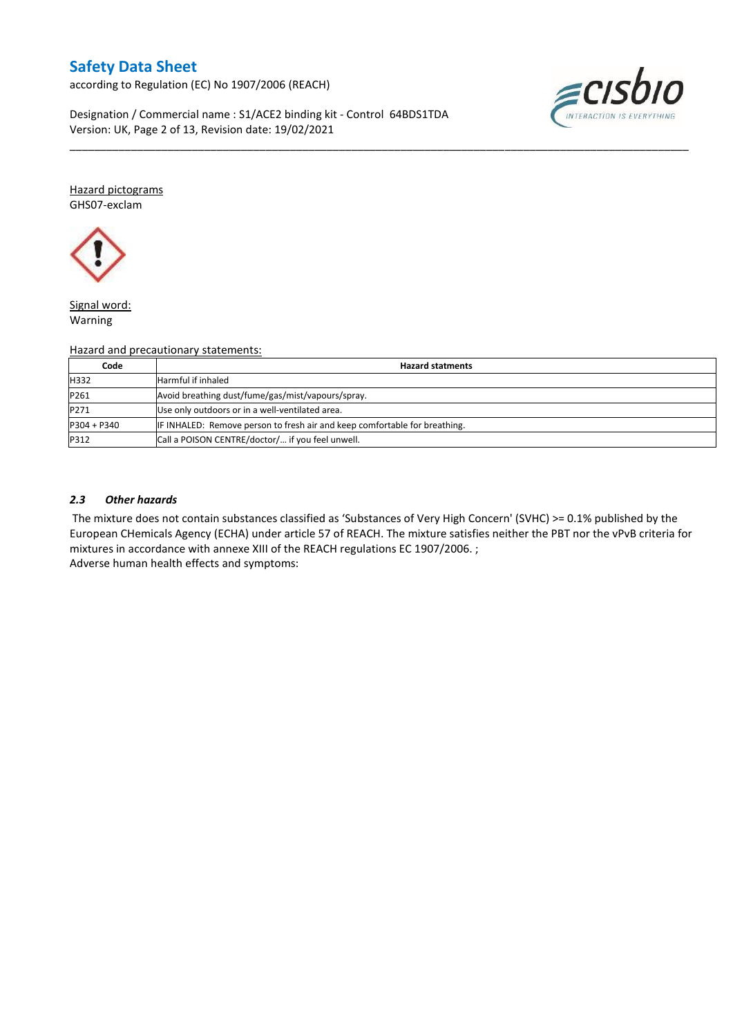Hazard pictograms

GHS07-exclam

Signal word:

Warning

Hazard and precautionary statements:

| Code | Hazard statments |
|---|---|
| H332 | Harmful if inhaled |
| P261 | Avoid breathing dust/fume/gas/mist/vapours/spray. |
| P271 | Use only outdoors or in a well-ventilated area. |
| P304 + P340 | IF INHALED: Remove person to fresh air and keep comfortable for breathing. |
| P312 | Call a POISON CENTRE/doctor/… if you feel unwell. |

### *2.3 Other hazards*

The mixture does not contain substances classified as 'Substances of Very High Concern' (SVHC) >= 0.1% published by the European CHemicals Agency (ECHA) under article 57 of REACH. The mixture satisfies neither the PBT nor the vPvB criteria for mixtures in accordance with annexe XIII of the REACH regulations EC 1907/2006. ;

Adverse human health effects and symptoms: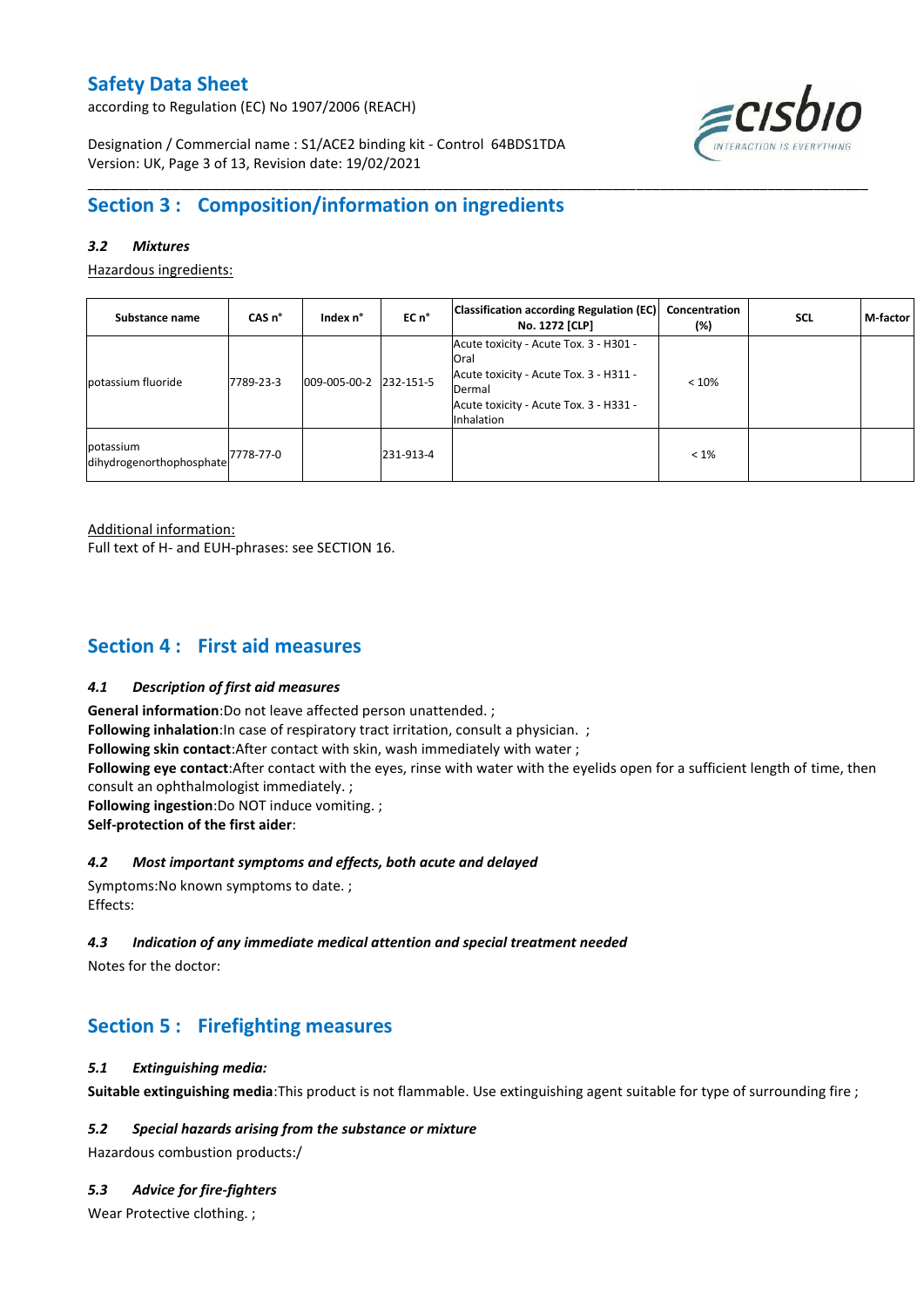## Section 3 : Composition/information on ingredients

### 3.2 Mixtures

Hazardous ingredients:

| Substance name | CAS n° | Index n° | EC n° | Classification according Regulation (EC) No. 1272 [CLP] | Concentration (%) | SCL | M-factor |
|---|---|---|---|---|---|---|---|
| potassium fluoride | 7789-23-3 | 009-005-00-2 | 232-151-5 | Acute toxicity - Acute Tox. 3 - H301 - Oral<br>Acute toxicity - Acute Tox. 3 - H311 - Dermal<br>Acute toxicity - Acute Tox. 3 - H331 - Inhalation | < 10% | | |
| potassium dihydrogenorthophosphate | 7778-77-0 | | 231-913-4 | | < 1% | | |

Additional information:
Full text of H- and EUH-phrases: see SECTION 16.

## Section 4 : First aid measures

### 4.1 Description of first aid measures

**General information**:Do not leave affected person unattended. ;
**Following inhalation**:In case of respiratory tract irritation, consult a physician. ;
**Following skin contact**:After contact with skin, wash immediately with water ;
**Following eye contact**:After contact with the eyes, rinse with water with the eyelids open for a sufficient length of time, then consult an ophthalmologist immediately. ;
**Following ingestion**:Do NOT induce vomiting. ;
**Self-protection of the first aider**:

### 4.2 Most important symptoms and effects, both acute and delayed

Symptoms:No known symptoms to date. ;
Effects:

### 4.3 Indication of any immediate medical attention and special treatment needed

Notes for the doctor:

## Section 5 : Firefighting measures

### 5.1 Extinguishing media:

**Suitable extinguishing media**:This product is not flammable. Use extinguishing agent suitable for type of surrounding fire ;

### 5.2 Special hazards arising from the substance or mixture

Hazardous combustion products:/

### 5.3 Advice for fire-fighters

Wear Protective clothing. ;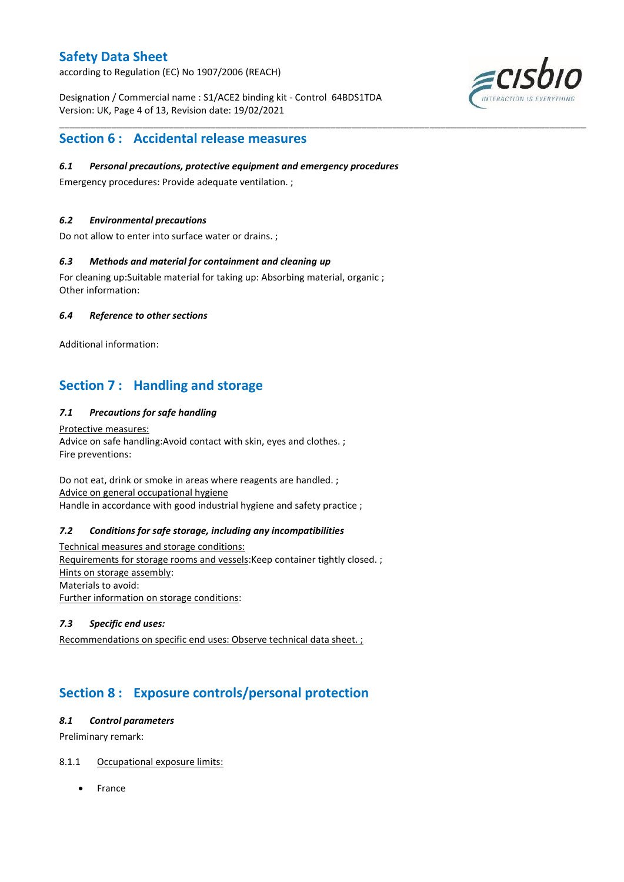## Section 6 : Accidental release measures

### *6.1 Personal precautions, protective equipment and emergency procedures*

Emergency procedures: Provide adequate ventilation. ;

### *6.2 Environmental precautions*

Do not allow to enter into surface water or drains. ;

### *6.3 Methods and material for containment and cleaning up*

For cleaning up:Suitable material for taking up: Absorbing material, organic ;
Other information:

### *6.4 Reference to other sections*

Additional information:

## Section 7 : Handling and storage

### *7.1 Precautions for safe handling*

Protective measures:
Advice on safe handling:Avoid contact with skin, eyes and clothes. ;
Fire preventions:

Do not eat, drink or smoke in areas where reagents are handled. ;
Advice on general occupational hygiene
Handle in accordance with good industrial hygiene and safety practice ;

### *7.2 Conditions for safe storage, including any incompatibilities*

Technical measures and storage conditions:
Requirements for storage rooms and vessels:Keep container tightly closed. ;
Hints on storage assembly:
Materials to avoid:
Further information on storage conditions:

### *7.3 Specific end uses:*

Recommendations on specific end uses: Observe technical data sheet. ;

## Section 8 : Exposure controls/personal protection

### *8.1 Control parameters*

Preliminary remark:

8.1.1 Occupational exposure limits:

- France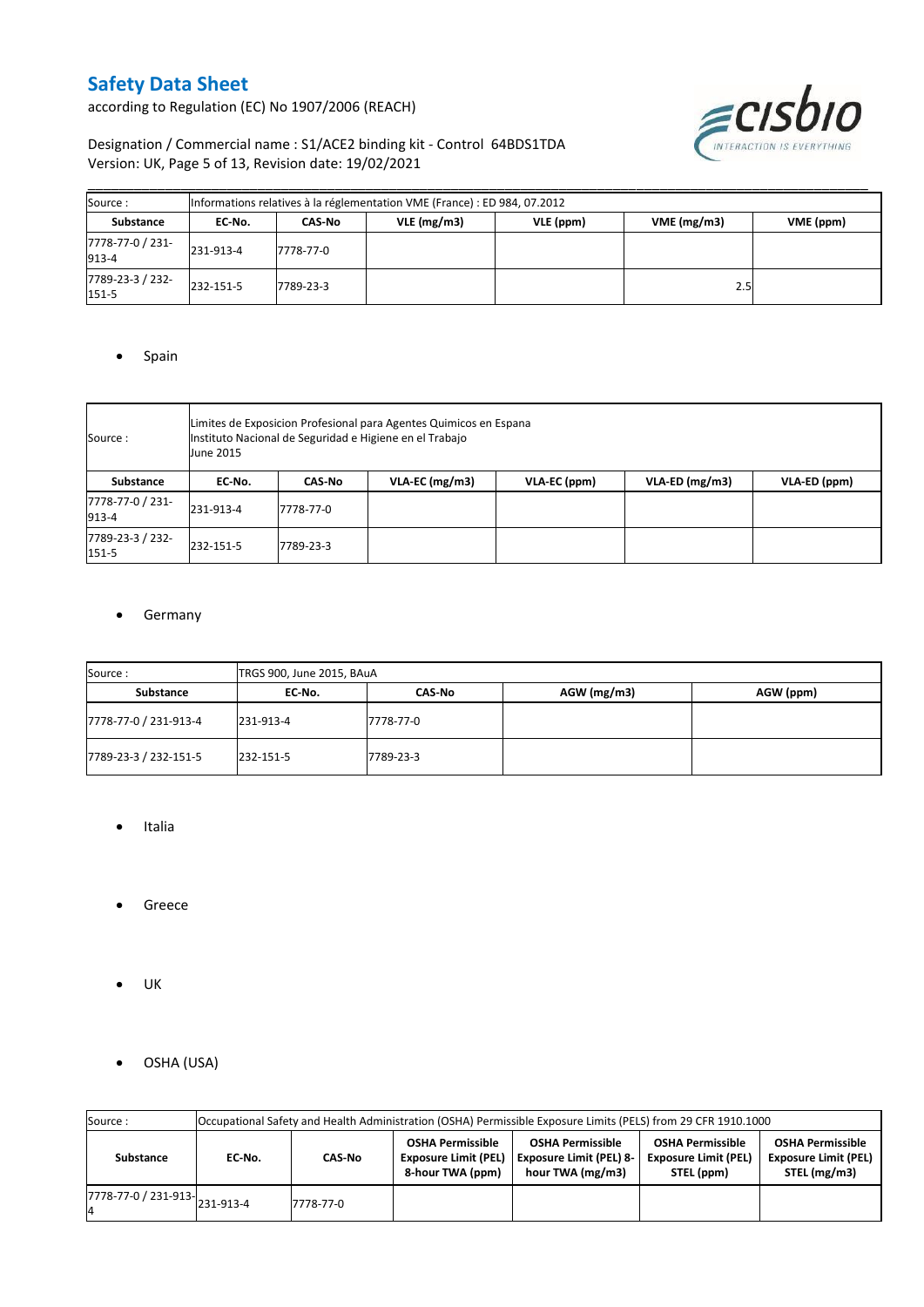| Source : | Informations relatives à la réglementation VME (France) : ED 984, 07.2012 | | | | | |
|---|---|---|---|---|---|---|
| **Substance** | **EC-No.** | **CAS-No** | **VLE (mg/m3)** | **VLE (ppm)** | **VME (mg/m3)** | **VME (ppm)** |
| 7778-77-0 / 231-913-4 | 231-913-4 | 7778-77-0 | | | | |
| 7789-23-3 / 232-151-5 | 232-151-5 | 7789-23-3 | | | 2.5 | |

- Spain

| Source : | Limites de Exposicion Profesional para Agentes Quimicos en Espana<br>Instituto Nacional de Seguridad e Higiene en el Trabajo<br>June 2015 | | | | | |
|---|---|---|---|---|---|---|
| **Substance** | **EC-No.** | **CAS-No** | **VLA-EC (mg/m3)** | **VLA-EC (ppm)** | **VLA-ED (mg/m3)** | **VLA-ED (ppm)** |
| 7778-77-0 / 231-913-4 | 231-913-4 | 7778-77-0 | | | | |
| 7789-23-3 / 232-151-5 | 232-151-5 | 7789-23-3 | | | | |

- Germany

| Source : | TRGS 900, June 2015, BAuA | | | |
|---|---|---|---|---|
| **Substance** | **EC-No.** | **CAS-No** | **AGW (mg/m3)** | **AGW (ppm)** |
| 7778-77-0 / 231-913-4 | 231-913-4 | 7778-77-0 | | |
| 7789-23-3 / 232-151-5 | 232-151-5 | 7789-23-3 | | |

- Italia

- Greece

- UK

- OSHA (USA)

| Source : | Occupational Safety and Health Administration (OSHA) Permissible Exposure Limits (PELS) from 29 CFR 1910.1000 | | | | | |
|---|---|---|---|---|---|---|
| **Substance** | **EC-No.** | **CAS-No** | **OSHA Permissible Exposure Limit (PEL) 8-hour TWA (ppm)** | **OSHA Permissible Exposure Limit (PEL) 8-hour TWA (mg/m3)** | **OSHA Permissible Exposure Limit (PEL) STEL (ppm)** | **OSHA Permissible Exposure Limit (PEL) STEL (mg/m3)** |
| 7778-77-0 / 231-913-4 | 231-913-4 | 7778-77-0 | | | | |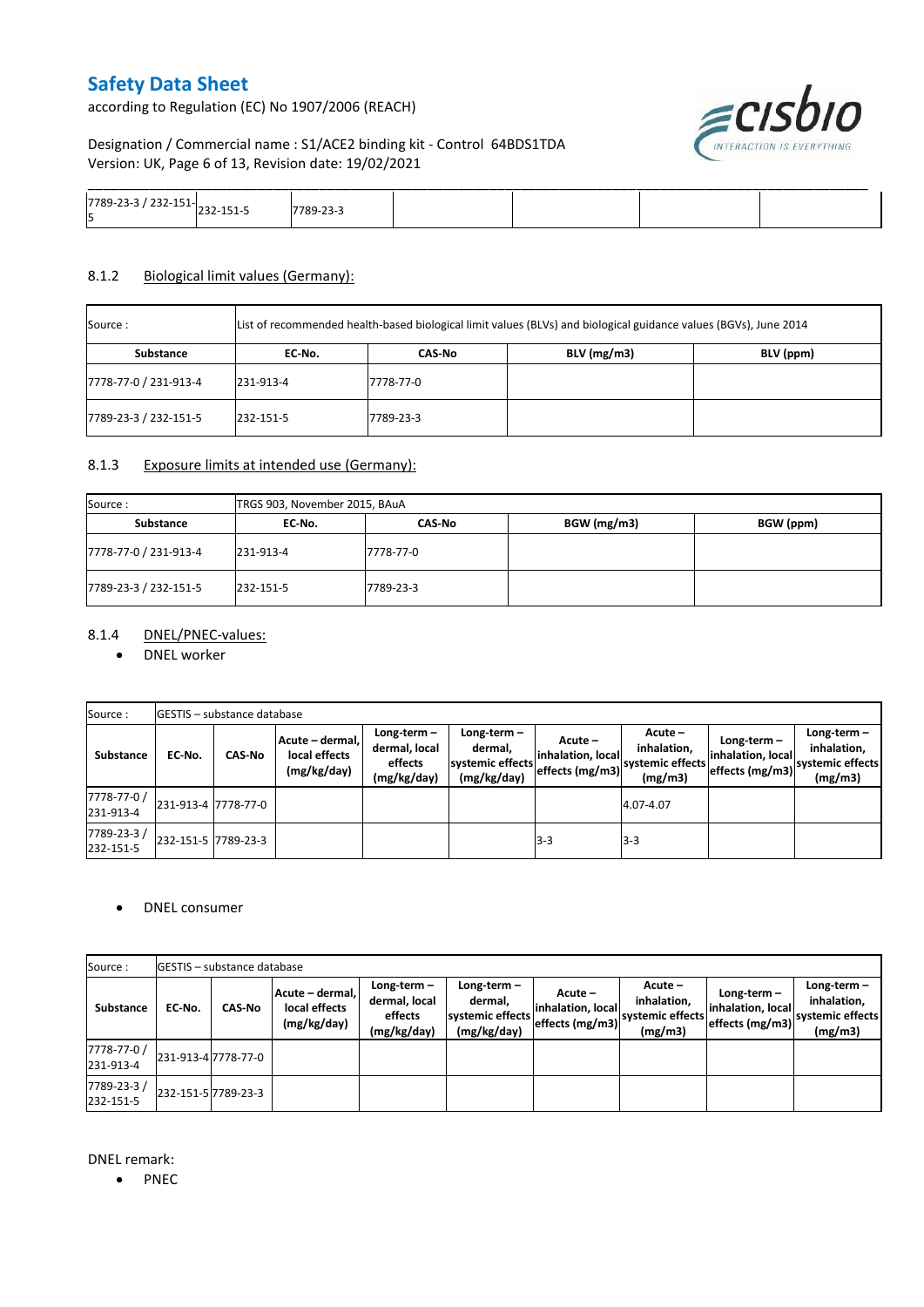| 7789-23-3 / 232-151-5 | 232-151-5 | 7789-23-3 | | | | |
|---|---|---|---|---|---|---|

### 8.1.2 Biological limit values (Germany):

| Source : | List of recommended health-based biological limit values (BLVs) and biological guidance values (BGVs), June 2014 | | | |
|---|---|---|---|---|
| **Substance** | **EC-No.** | **CAS-No** | **BLV (mg/m3)** | **BLV (ppm)** |
| 7778-77-0 / 231-913-4 | 231-913-4 | 7778-77-0 | | |
| 7789-23-3 / 232-151-5 | 232-151-5 | 7789-23-3 | | |

### 8.1.3 Exposure limits at intended use (Germany):

| Source : | TRGS 903, November 2015, BAuA | | | |
|---|---|---|---|---|
| **Substance** | **EC-No.** | **CAS-No** | **BGW (mg/m3)** | **BGW (ppm)** |
| 7778-77-0 / 231-913-4 | 231-913-4 | 7778-77-0 | | |
| 7789-23-3 / 232-151-5 | 232-151-5 | 7789-23-3 | | |

### 8.1.4 DNEL/PNEC-values:

- DNEL worker

| Source : | GESTIS – substance database | | | | | | | | | |
|---|---|---|---|---|---|---|---|---|---|---|
| **Substance** | **EC-No.** | **CAS-No** | **Acute – dermal, local effects (mg/kg/day)** | **Long-term – dermal, local effects (mg/kg/day)** | **Long-term – dermal, systemic effects (mg/kg/day)** | **Acute – inhalation, local effects (mg/m3)** | **Acute – inhalation, systemic effects (mg/m3)** | **Long-term – inhalation, local effects (mg/m3)** | **Long-term – inhalation, systemic effects (mg/m3)** |
| 7778-77-0 / 231-913-4 | 231-913-4 | 7778-77-0 | | | | | 4.07-4.07 | | |
| 7789-23-3 / 232-151-5 | 232-151-5 | 7789-23-3 | | | | 3-3 | 3-3 | | |

- DNEL consumer

| Source : | GESTIS – substance database | | | | | | | | |
|---|---|---|---|---|---|---|---|---|---|
| **Substance** | **EC-No.** | **CAS-No** | **Acute – dermal, local effects (mg/kg/day)** | **Long-term – dermal, local effects (mg/kg/day)** | **Long-term – dermal, systemic effects (mg/kg/day)** | **Acute – inhalation, local effects (mg/m3)** | **Acute – inhalation, systemic effects (mg/m3)** | **Long-term – inhalation, local effects (mg/m3)** | **Long-term – inhalation, systemic effects (mg/m3)** |
| 7778-77-0 / 231-913-4 | 231-913-4 | 7778-77-0 | | | | | | | |
| 7789-23-3 / 232-151-5 | 232-151-5 | 7789-23-3 | | | | | | | |

DNEL remark:

- PNEC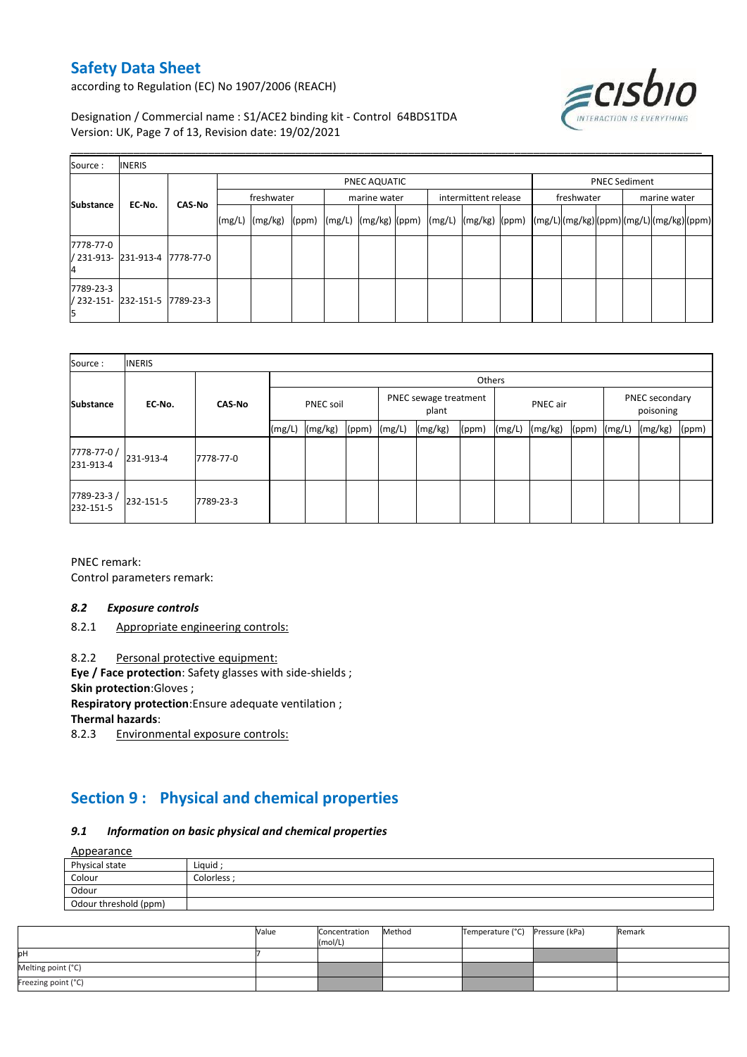| Source : | INERIS | | | | | | | | | | | | | | | | | | |
|---|---|---|---|---|---|---|---|---|---|---|---|---|---|---|---|---|---|---|---|
| Substance | EC-No. | CAS-No | PNEC AQUATIC | | | | | | | | | PNEC Sediment | | | | | |
| | | | freshwater | | | marine water | | | intermittent release | | | freshwater | | | marine water | | |
| | | | (mg/L) | (mg/kg) | (ppm) | (mg/L) | (mg/kg) | (ppm) | (mg/L) | (mg/kg) | (ppm) | (mg/L) | (mg/kg) | (ppm) | (mg/L) | (mg/kg) | (ppm) |
| 7778-77-0 / 231-913-4 | 231-913-4 | 7778-77-0 | | | | | | | | | | | | | | | |
| 7789-23-3 / 232-151-5 | 232-151-5 | 7789-23-3 | | | | | | | | | | | | | | | |

| Source : | INERIS | | | | | | | | | | | | | | |
|---|---|---|---|---|---|---|---|---|---|---|---|---|---|---|---|
| Substance | EC-No. | CAS-No | Others | | | | | | | | | | | | |
| | | | PNEC soil | | | PNEC sewage treatment plant | | | PNEC air | | | PNEC secondary poisoning | | |
| | | | (mg/L) | (mg/kg) | (ppm) | (mg/L) | (mg/kg) | (ppm) | (mg/L) | (mg/kg) | (ppm) | (mg/L) | (mg/kg) | (ppm) |
| 7778-77-0 / 231-913-4 | 231-913-4 | 7778-77-0 | | | | | | | | | | | | |
| 7789-23-3 / 232-151-5 | 232-151-5 | 7789-23-3 | | | | | | | | | | | | |

PNEC remark:

Control parameters remark:

### *8.2 Exposure controls*

8.2.1 Appropriate engineering controls:

8.2.2 Personal protective equipment:

**Eye / Face protection**: Safety glasses with side-shields ;

**Skin protection**:Gloves ;

**Respiratory protection**:Ensure adequate ventilation ;

**Thermal hazards**:

8.2.3 Environmental exposure controls:

## Section 9 : Physical and chemical properties

### *9.1 Information on basic physical and chemical properties*

Appearance

| Physical state | Liquid ; |
|---|---|
| Colour | Colorless ; |
| Odour | |
| Odour threshold (ppm) | |

| | Value | Concentration (mol/L) | Method | Temperature (°C) | Pressure (kPa) | Remark |
|---|---|---|---|---|---|---|
| pH | 7 | | | | | |
| Melting point (°C) | | | | | | |
| Freezing point (°C) | | | | | | |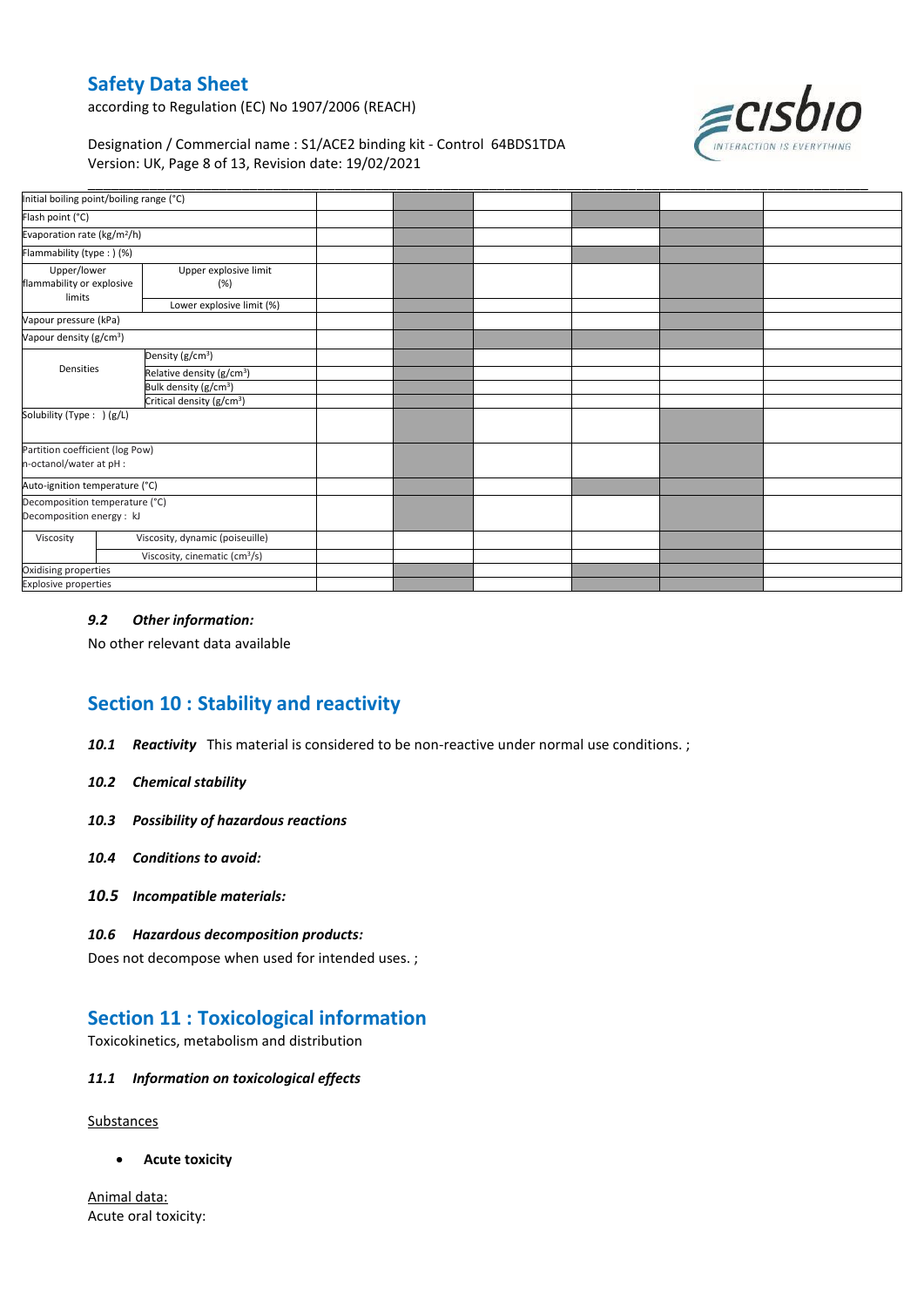| Initial boiling point/boiling range (°C) | | | | | | | |
|---|---|---|---|---|---|---|---|
| Flash point (°C) | | | | | | | |
| Evaporation rate (kg/m²/h) | | | | | | | |
| Flammability (type : ) (%) | | | | | | | |
| Upper/lower flammability or explosive limits | Upper explosive limit (%) | | | | | | |
| | Lower explosive limit (%) | | | | | | |
| Vapour pressure (kPa) | | | | | | | |
| Vapour density (g/cm³) | | | | | | | |
| Densities | Density (g/cm³) | | | | | | |
| | Relative density (g/cm³) | | | | | | |
| | Bulk density (g/cm³) | | | | | | |
| | Critical density (g/cm³) | | | | | | |
| Solubility (Type : ) (g/L) | | | | | | | |
| Partition coefficient (log Pow) n-octanol/water at pH : | | | | | | | |
| Auto-ignition temperature (°C) | | | | | | | |
| Decomposition temperature (°C) Decomposition energy : kJ | | | | | | | |
| Viscosity | Viscosity, dynamic (poiseuille) | | | | | | |
| | Viscosity, cinematic (cm³/s) | | | | | | |
| Oxidising properties | | | | | | | |
| Explosive properties | | | | | | | |

### *9.2 Other information:*

No other relevant data available

## Section 10 : Stability and reactivity

***10.1 Reactivity*** This material is considered to be non-reactive under normal use conditions. ;

***10.2 Chemical stability***

***10.3 Possibility of hazardous reactions***

***10.4 Conditions to avoid:***

***10.5 Incompatible materials:***

***10.6 Hazardous decomposition products:***

Does not decompose when used for intended uses. ;

## Section 11 : Toxicological information

Toxicokinetics, metabolism and distribution

### *11.1 Information on toxicological effects*

Substances

- **Acute toxicity**

Animal data:
Acute oral toxicity: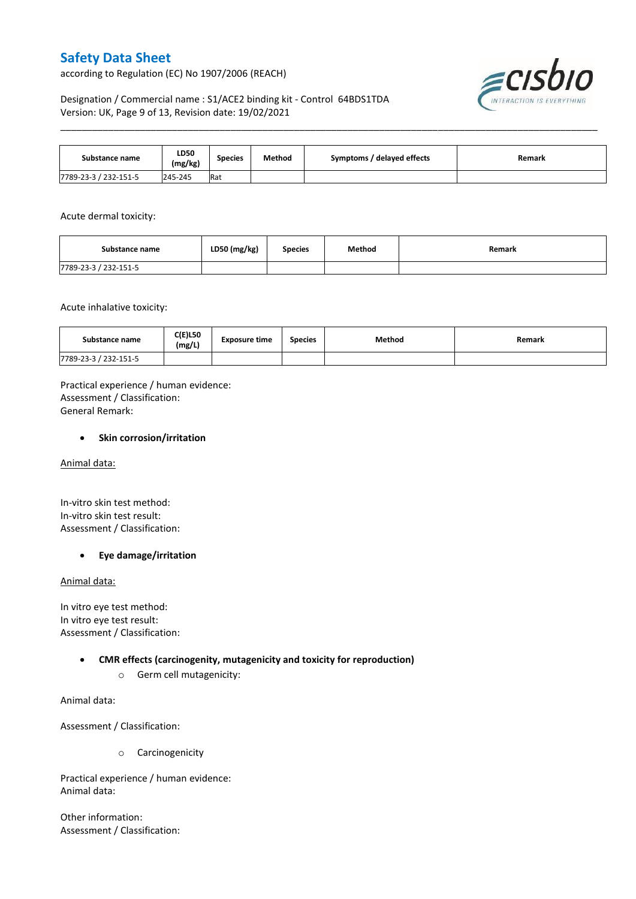| Substance name | LD50 (mg/kg) | Species | Method | Symptoms / delayed effects | Remark |
| --- | --- | --- | --- | --- | --- |
| 7789-23-3 / 232-151-5 | 245-245 | Rat | | | |

Acute dermal toxicity:

| Substance name | LD50 (mg/kg) | Species | Method | Remark |
| --- | --- | --- | --- | --- |
| 7789-23-3 / 232-151-5 | | | | |

Acute inhalative toxicity:

| Substance name | C(E)L50 (mg/L) | Exposure time | Species | Method | Remark |
| --- | --- | --- | --- | --- | --- |
| 7789-23-3 / 232-151-5 | | | | | |

Practical experience / human evidence:
Assessment / Classification:
General Remark:

- **Skin corrosion/irritation**

Animal data:

In-vitro skin test method:
In-vitro skin test result:
Assessment / Classification:

- **Eye damage/irritation**

Animal data:

In vitro eye test method:
In vitro eye test result:
Assessment / Classification:

- **CMR effects (carcinogenity, mutagenicity and toxicity for reproduction)**
    - Germ cell mutagenicity:

Animal data:

Assessment / Classification:

- Carcinogenicity

Practical experience / human evidence:
Animal data:

Other information:
Assessment / Classification: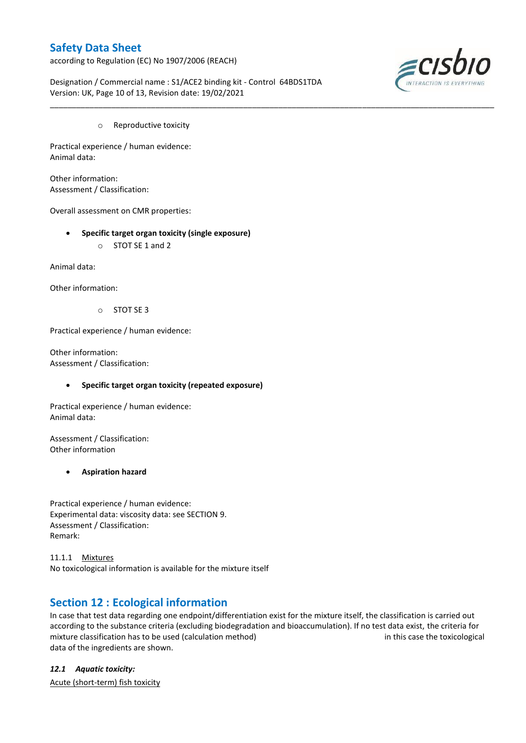- Reproductive toxicity

Practical experience / human evidence:
Animal data:

Other information:
Assessment / Classification:

Overall assessment on CMR properties:

- **Specific target organ toxicity (single exposure)**
  - STOT SE 1 and 2

Animal data:

Other information:

- STOT SE 3

Practical experience / human evidence:

Other information:
Assessment / Classification:

- **Specific target organ toxicity (repeated exposure)**

Practical experience / human evidence:
Animal data:

Assessment / Classification:
Other information

- **Aspiration hazard**

Practical experience / human evidence:
Experimental data: viscosity data: see SECTION 9.
Assessment / Classification:
Remark:

11.1.1 Mixtures
No toxicological information is available for the mixture itself

## Section 12 : Ecological information

In case that test data regarding one endpoint/differentiation exist for the mixture itself, the classification is carried out according to the substance criteria (excluding biodegradation and bioaccumulation). If no test data exist, the criteria for mixture classification has to be used (calculation method) in this case the toxicological data of the ingredients are shown.

### *12.1 Aquatic toxicity:*

Acute (short-term) fish toxicity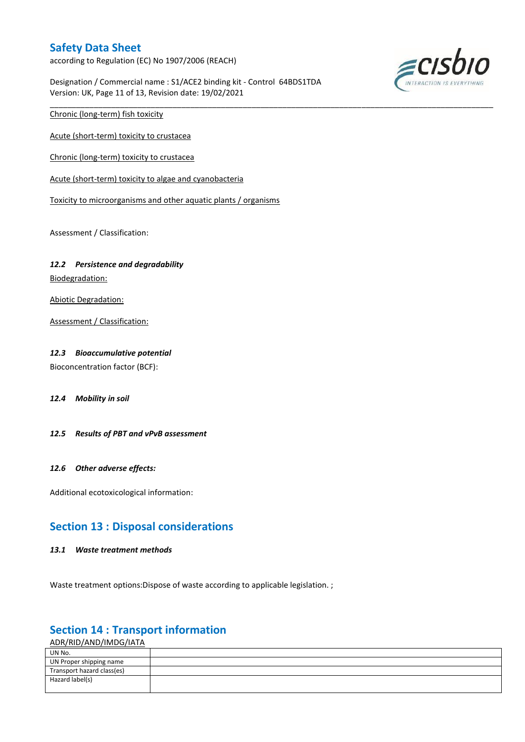Chronic (long-term) fish toxicity

Acute (short-term) toxicity to crustacea

Chronic (long-term) toxicity to crustacea

Acute (short-term) toxicity to algae and cyanobacteria

Toxicity to microorganisms and other aquatic plants / organisms

Assessment / Classification:

### *12.2 Persistence and degradability*

Biodegradation:

Abiotic Degradation:

Assessment / Classification:

### *12.3 Bioaccumulative potential*

Bioconcentration factor (BCF):

### *12.4 Mobility in soil*

### *12.5 Results of PBT and vPvB assessment*

### *12.6 Other adverse effects:*

Additional ecotoxicological information:

## Section 13 : Disposal considerations

### *13.1 Waste treatment methods*

Waste treatment options:Dispose of waste according to applicable legislation. ;

## Section 14 : Transport information

ADR/RID/AND/IMDG/IATA

| UN No. | |
|---|---|
| UN Proper shipping name | |
| Transport hazard class(es) | |
| Hazard label(s) | |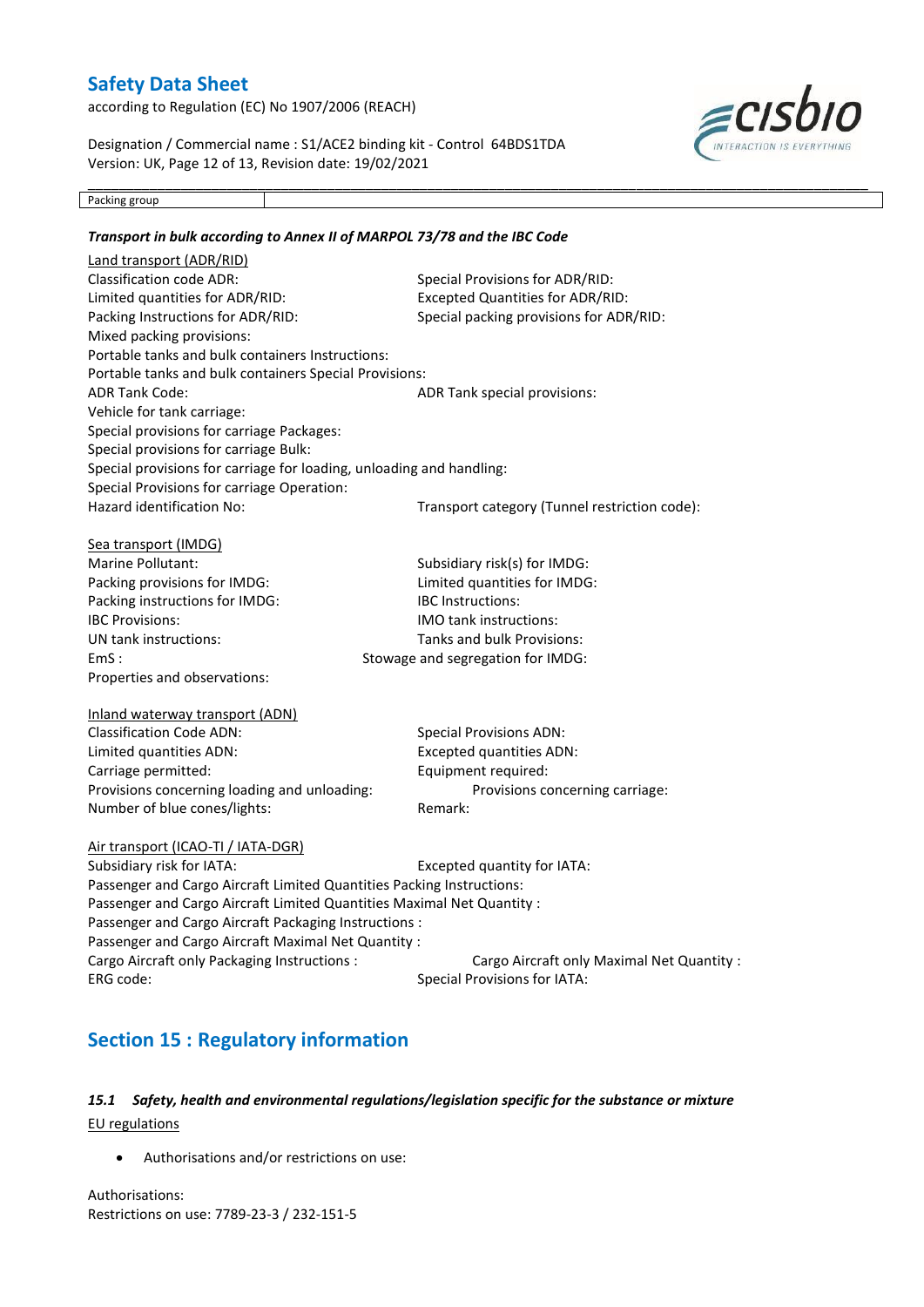| Packing group | |
|---|---|

***Transport in bulk according to Annex II of MARPOL 73/78 and the IBC Code***

Land transport (ADR/RID)

Classification code ADR:

Special Provisions for ADR/RID:

Limited quantities for ADR/RID:

Excepted Quantities for ADR/RID:

Packing Instructions for ADR/RID:

Special packing provisions for ADR/RID:

Mixed packing provisions:

Portable tanks and bulk containers Instructions:

Portable tanks and bulk containers Special Provisions:

ADR Tank Code:

ADR Tank special provisions:

Vehicle for tank carriage:

Special provisions for carriage Packages:

Special provisions for carriage Bulk:

Special provisions for carriage for loading, unloading and handling:

Special Provisions for carriage Operation:

Hazard identification No:

Transport category (Tunnel restriction code):

Sea transport (IMDG)

Marine Pollutant:

Subsidiary risk(s) for IMDG:

Packing provisions for IMDG:

Limited quantities for IMDG:

Packing instructions for IMDG:

IBC Instructions:

IBC Provisions:

IMO tank instructions:

UN tank instructions:

Tanks and bulk Provisions:

EmS :

Stowage and segregation for IMDG:

Properties and observations:

Inland waterway transport (ADN)

Classification Code ADN:

Special Provisions ADN:

Limited quantities ADN:

Excepted quantities ADN:

Carriage permitted:

Equipment required:

Provisions concerning loading and unloading:

Provisions concerning carriage:

Number of blue cones/lights:

Remark:

Air transport (ICAO-TI / IATA-DGR)

Subsidiary risk for IATA:

Excepted quantity for IATA:

Passenger and Cargo Aircraft Limited Quantities Packing Instructions:

Passenger and Cargo Aircraft Limited Quantities Maximal Net Quantity :

Passenger and Cargo Aircraft Packaging Instructions :

Passenger and Cargo Aircraft Maximal Net Quantity :

Cargo Aircraft only Packaging Instructions :

Cargo Aircraft only Maximal Net Quantity :

ERG code:

Special Provisions for IATA:

## Section 15 : Regulatory information

### *15.1 Safety, health and environmental regulations/legislation specific for the substance or mixture*

EU regulations

- Authorisations and/or restrictions on use:

Authorisations:

Restrictions on use: 7789-23-3 / 232-151-5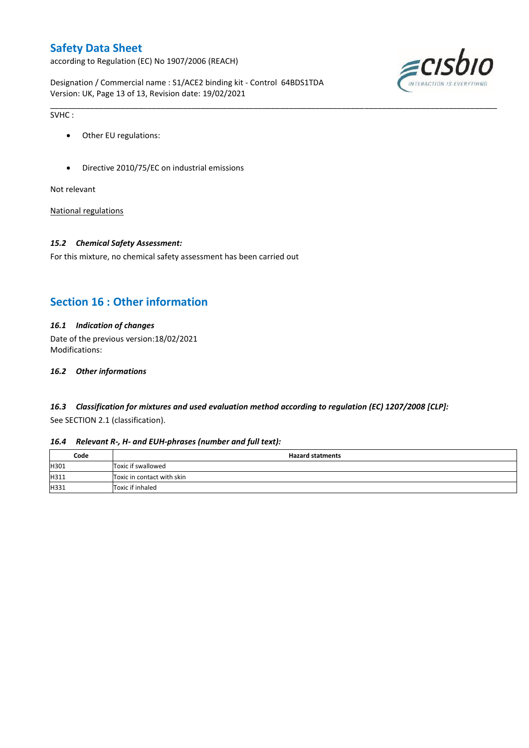SVHC :

- Other EU regulations:

- Directive 2010/75/EC on industrial emissions

Not relevant

National regulations

### *15.2 Chemical Safety Assessment:*

For this mixture, no chemical safety assessment has been carried out

## Section 16 : Other information

### *16.1 Indication of changes*

Date of the previous version:18/02/2021
Modifications:

### *16.2 Other informations*

### *16.3 Classification for mixtures and used evaluation method according to regulation (EC) 1207/2008 [CLP]:*

See SECTION 2.1 (classification).

### *16.4 Relevant R-, H- and EUH-phrases (number and full text):*

| Code | Hazard statments |
|---|---|
| H301 | Toxic if swallowed |
| H311 | Toxic in contact with skin |
| H331 | Toxic if inhaled |